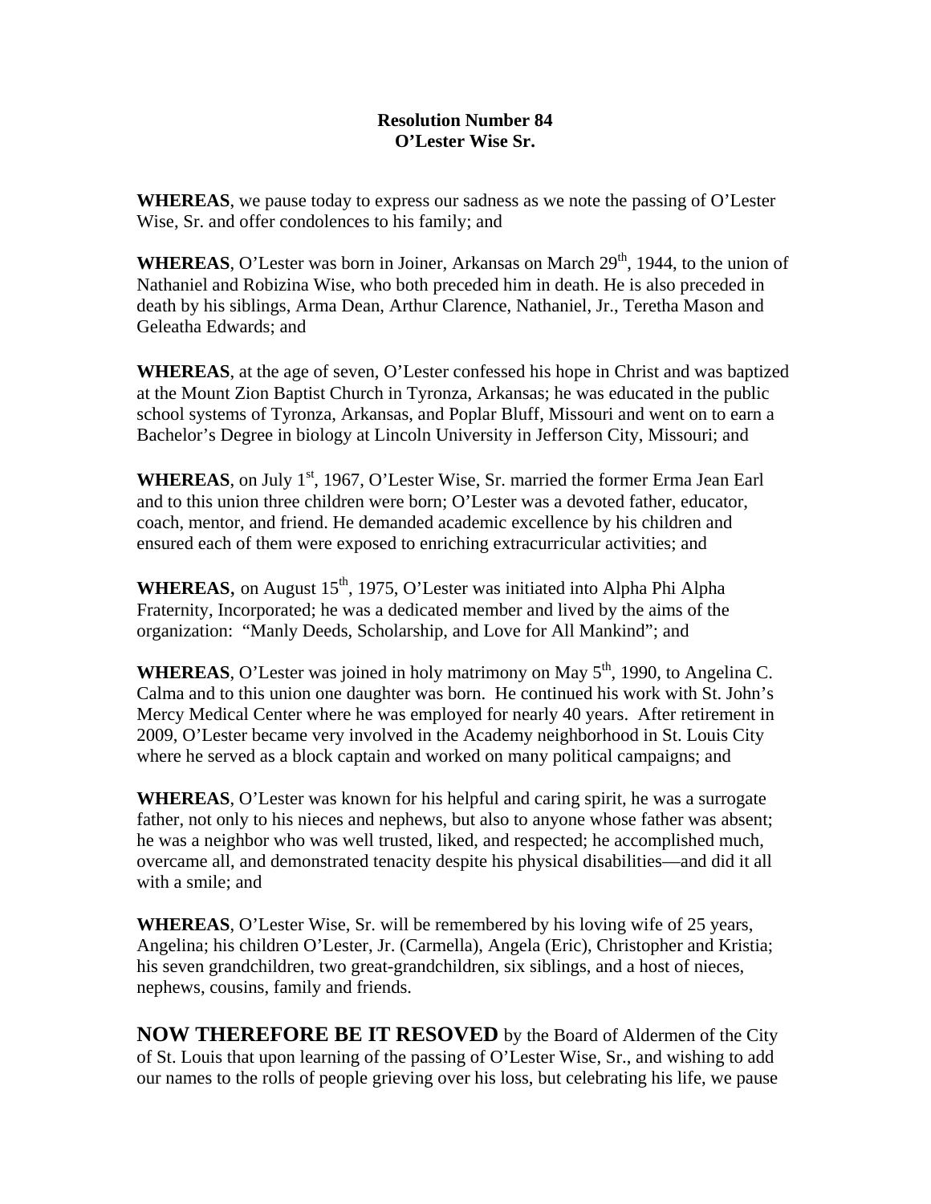**Resolution Number 84**
**O'Lester Wise Sr.**

**WHEREAS**, we pause today to express our sadness as we note the passing of O'Lester Wise, Sr. and offer condolences to his family; and

**WHEREAS**, O'Lester was born in Joiner, Arkansas on March 29th, 1944, to the union of Nathaniel and Robizina Wise, who both preceded him in death. He is also preceded in death by his siblings, Arma Dean, Arthur Clarence, Nathaniel, Jr., Teretha Mason and Geleatha Edwards; and

**WHEREAS**, at the age of seven, O'Lester confessed his hope in Christ and was baptized at the Mount Zion Baptist Church in Tyronza, Arkansas; he was educated in the public school systems of Tyronza, Arkansas, and Poplar Bluff, Missouri and went on to earn a Bachelor's Degree in biology at Lincoln University in Jefferson City, Missouri; and

**WHEREAS**, on July 1st, 1967, O'Lester Wise, Sr. married the former Erma Jean Earl and to this union three children were born; O'Lester was a devoted father, educator, coach, mentor, and friend. He demanded academic excellence by his children and ensured each of them were exposed to enriching extracurricular activities; and

**WHEREAS**, on August 15th, 1975, O'Lester was initiated into Alpha Phi Alpha Fraternity, Incorporated; he was a dedicated member and lived by the aims of the organization: "Manly Deeds, Scholarship, and Love for All Mankind"; and

**WHEREAS**, O'Lester was joined in holy matrimony on May 5th, 1990, to Angelina C. Calma and to this union one daughter was born. He continued his work with St. John's Mercy Medical Center where he was employed for nearly 40 years. After retirement in 2009, O'Lester became very involved in the Academy neighborhood in St. Louis City where he served as a block captain and worked on many political campaigns; and

**WHEREAS**, O'Lester was known for his helpful and caring spirit, he was a surrogate father, not only to his nieces and nephews, but also to anyone whose father was absent; he was a neighbor who was well trusted, liked, and respected; he accomplished much, overcame all, and demonstrated tenacity despite his physical disabilities—and did it all with a smile; and

**WHEREAS**, O'Lester Wise, Sr. will be remembered by his loving wife of 25 years, Angelina; his children O'Lester, Jr. (Carmella), Angela (Eric), Christopher and Kristia; his seven grandchildren, two great-grandchildren, six siblings, and a host of nieces, nephews, cousins, family and friends.

**NOW THEREFORE BE IT RESOVED** by the Board of Aldermen of the City of St. Louis that upon learning of the passing of O'Lester Wise, Sr., and wishing to add our names to the rolls of people grieving over his loss, but celebrating his life, we pause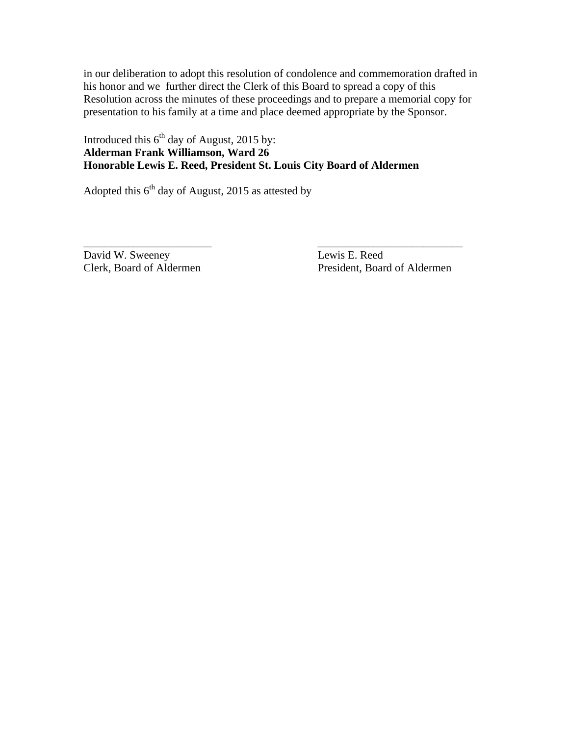in our deliberation to adopt this resolution of condolence and commemoration drafted in his honor and we further direct the Clerk of this Board to spread a copy of this Resolution across the minutes of these proceedings and to prepare a memorial copy for presentation to his family at a time and place deemed appropriate by the Sponsor.

Introduced this 6th day of August, 2015 by:
**Alderman Frank Williamson, Ward 26**
**Honorable Lewis E. Reed, President St. Louis City Board of Aldermen**

Adopted this 6th day of August, 2015 as attested by

_______________________

David W. Sweeney
Clerk, Board of Aldermen

__________________________

Lewis E. Reed
President, Board of Aldermen